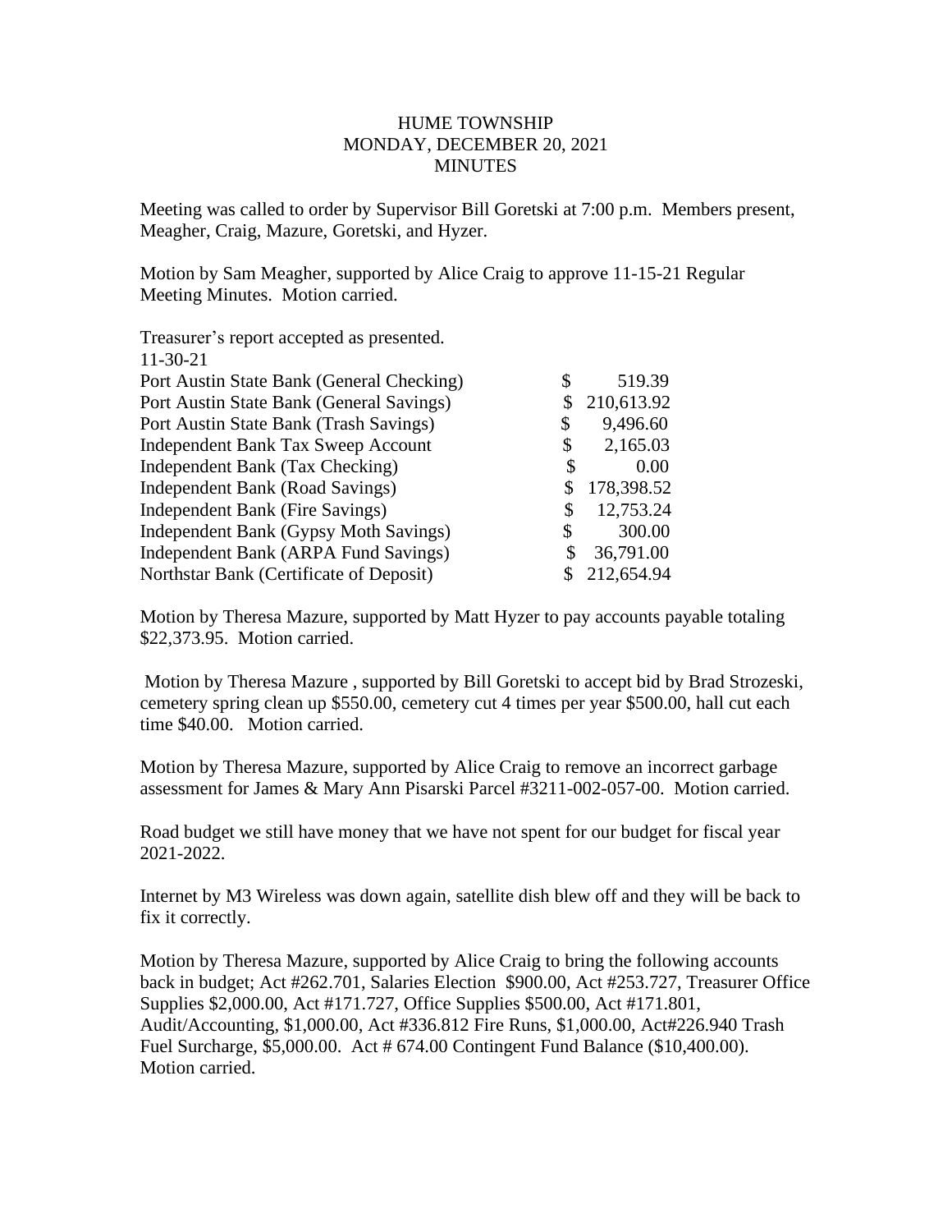# HUME TOWNSHIP
## MONDAY, DECEMBER 20, 2021
## MINUTES

Meeting was called to order by Supervisor Bill Goretski at 7:00 p.m. Members present, Meagher, Craig, Mazure, Goretski, and Hyzer.

Motion by Sam Meagher, supported by Alice Craig to approve 11-15-21 Regular Meeting Minutes. Motion carried.

Treasurer's report accepted as presented.

11-30-21

| | | |
|---|---|---|
| Port Austin State Bank (General Checking) | $ | 519.39 |
| Port Austin State Bank (General Savings) | $ | 210,613.92 |
| Port Austin State Bank (Trash Savings) | $ | 9,496.60 |
| Independent Bank Tax Sweep Account | $ | 2,165.03 |
| Independent Bank (Tax Checking) | $ | 0.00 |
| Independent Bank (Road Savings) | $ | 178,398.52 |
| Independent Bank (Fire Savings) | $ | 12,753.24 |
| Independent Bank (Gypsy Moth Savings) | $ | 300.00 |
| Independent Bank (ARPA Fund Savings) | $ | 36,791.00 |
| Northstar Bank (Certificate of Deposit) | $ | 212,654.94 |

Motion by Theresa Mazure, supported by Matt Hyzer to pay accounts payable totaling $22,373.95. Motion carried.

Motion by Theresa Mazure , supported by Bill Goretski to accept bid by Brad Strozeski, cemetery spring clean up $550.00, cemetery cut 4 times per year $500.00, hall cut each time $40.00. Motion carried.

Motion by Theresa Mazure, supported by Alice Craig to remove an incorrect garbage assessment for James & Mary Ann Pisarski Parcel #3211-002-057-00. Motion carried.

Road budget we still have money that we have not spent for our budget for fiscal year 2021-2022.

Internet by M3 Wireless was down again, satellite dish blew off and they will be back to fix it correctly.

Motion by Theresa Mazure, supported by Alice Craig to bring the following accounts back in budget; Act #262.701, Salaries Election $900.00, Act #253.727, Treasurer Office Supplies $2,000.00, Act #171.727, Office Supplies $500.00, Act #171.801, Audit/Accounting, $1,000.00, Act #336.812 Fire Runs, $1,000.00, Act#226.940 Trash Fuel Surcharge, $5,000.00. Act # 674.00 Contingent Fund Balance ($10,400.00). Motion carried.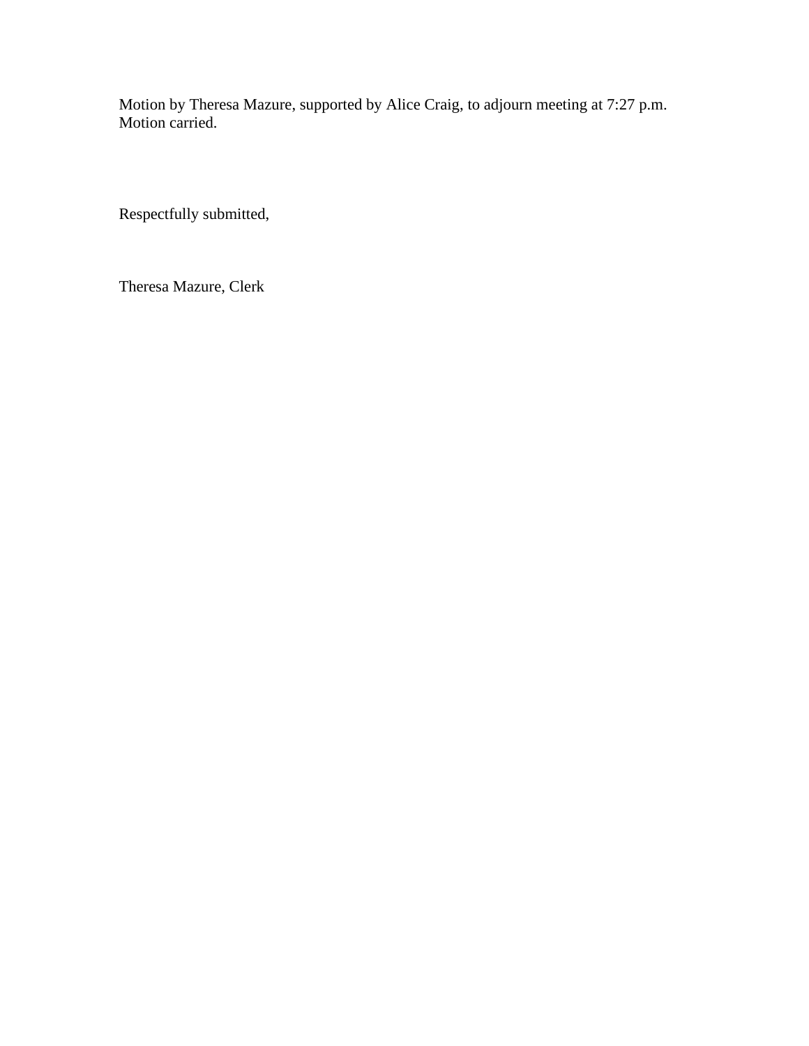Motion by Theresa Mazure, supported by Alice Craig, to adjourn meeting at 7:27 p.m.
Motion carried.

Respectfully submitted,

Theresa Mazure, Clerk